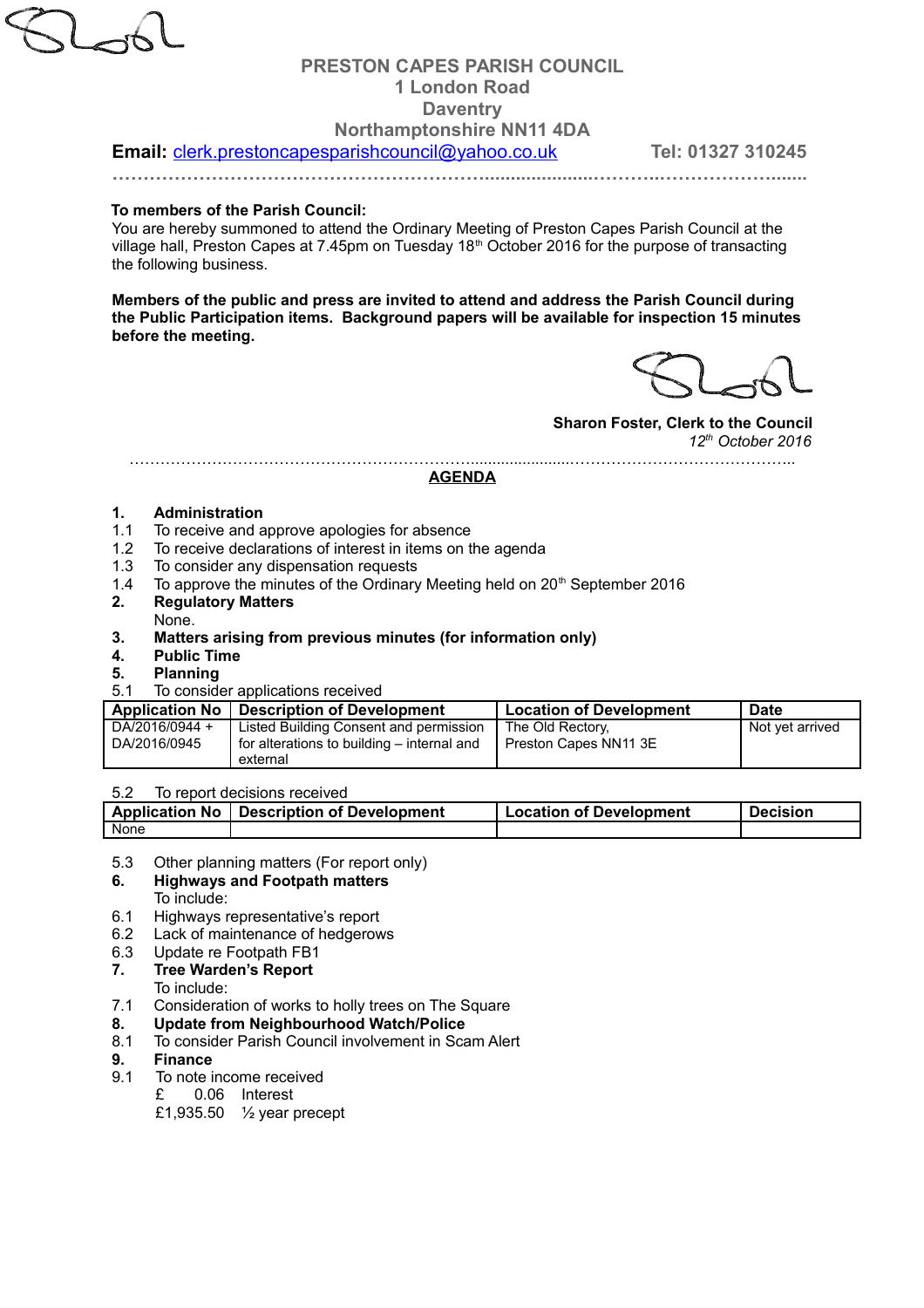# PRESTON CAPES PARISH COUNCIL

**1 London Road**
**Daventry**
**Northamptonshire NN11 4DA**

**Email:** clerk.prestoncapesparishcouncil@yahoo.co.uk **Tel: 01327 310245**

……………………………………………………………………………………………………………

**To members of the Parish Council:**

You are hereby summoned to attend the Ordinary Meeting of Preston Capes Parish Council at the village hall, Preston Capes at 7.45pm on Tuesday 18th October 2016 for the purpose of transacting the following business.

**Members of the public and press are invited to attend and address the Parish Council during the Public Participation items. Background papers will be available for inspection 15 minutes before the meeting.**

**Sharon Foster, Clerk to the Council**
*12th October 2016*

……………………………………………………………………………………………………………

## AGENDA

**1. Administration**

1.1 To receive and approve apologies for absence
1.2 To receive declarations of interest in items on the agenda
1.3 To consider any dispensation requests
1.4 To approve the minutes of the Ordinary Meeting held on 20th September 2016

**2. Regulatory Matters**

None.

**3. Matters arising from previous minutes (for information only)**

**4. Public Time**

**5. Planning**

5.1 To consider applications received

| Application No | Description of Development | Location of Development | Date |
|---|---|---|---|
| DA/2016/0944 + DA/2016/0945 | Listed Building Consent and permission for alterations to building – internal and external | The Old Rectory, Preston Capes NN11 3E | Not yet arrived |

5.2 To report decisions received

| Application No | Description of Development | Location of Development | Decision |
|---|---|---|---|
| None | | | |

5.3 Other planning matters (For report only)

**6. Highways and Footpath matters**

To include:

6.1 Highways representative's report
6.2 Lack of maintenance of hedgerows
6.3 Update re Footpath FB1

**7. Tree Warden's Report**

To include:

7.1 Consideration of works to holly trees on The Square

**8. Update from Neighbourhood Watch/Police**

8.1 To consider Parish Council involvement in Scam Alert

**9. Finance**

9.1 To note income received

£ 0.06 Interest
£1,935.50 ½ year precept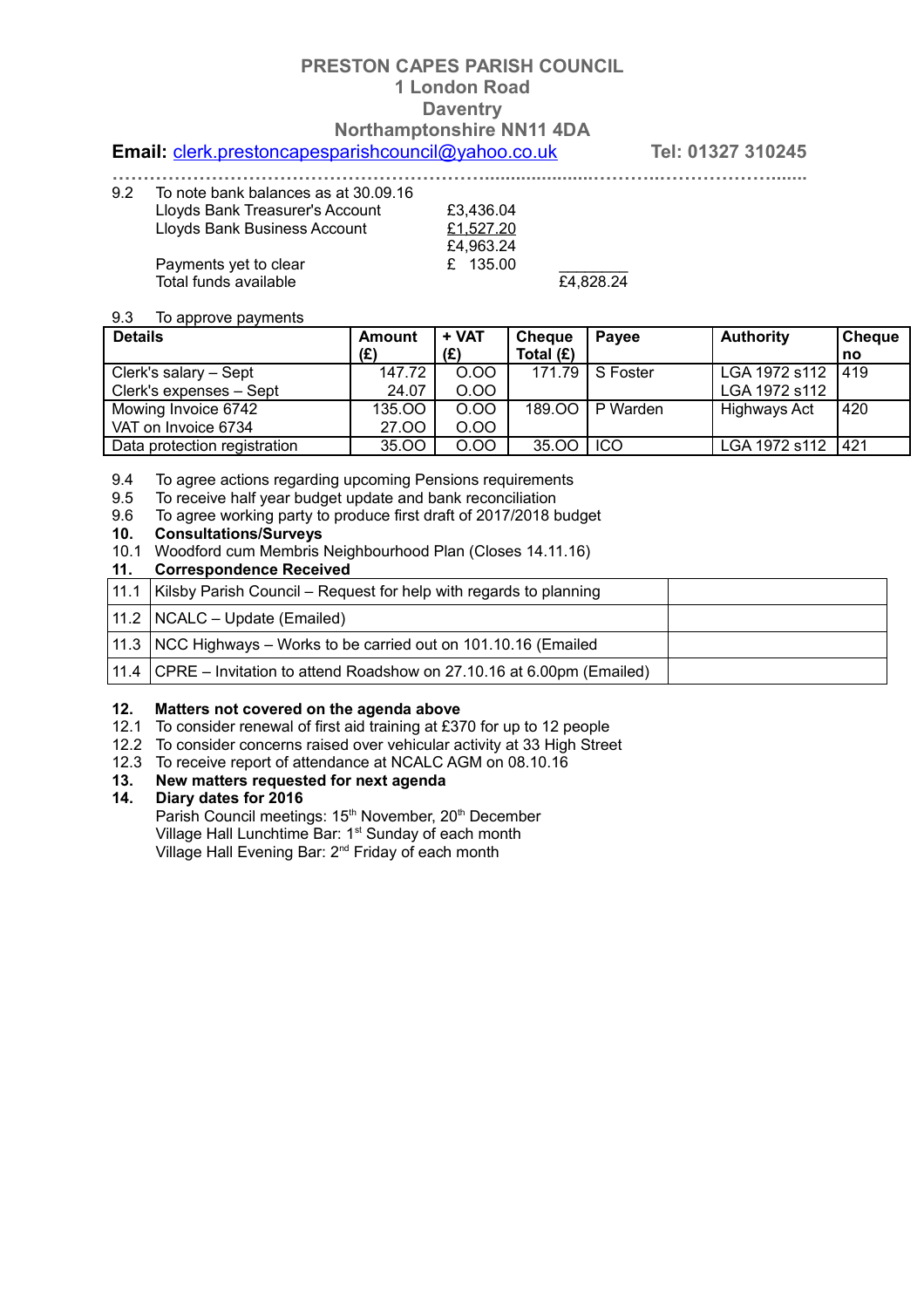**PRESTON CAPES PARISH COUNCIL**
**1 London Road**
**Daventry**
**Northamptonshire NN11 4DA**

**Email:** clerk.prestoncapesparishcouncil@yahoo.co.uk **Tel: 01327 310245**

9.2 To note bank balances as at 30.09.16

| | | |
|---|---|---|
| Lloyds Bank Treasurer's Account | £3,436.04 | |
| Lloyds Bank Business Account | £1,527.20 | |
| | £4,963.24 | |
| Payments yet to clear | £ 135.00 | |
| Total funds available | | £4,828.24 |

9.3 To approve payments

| Details | Amount (£) | + VAT (£) | Cheque Total (£) | Payee | Authority | Cheque no |
|---|---|---|---|---|---|---|
| Clerk's salary – Sept | 147.72 | 0.00 | 171.79 | S Foster | LGA 1972 s112 | 419 |
| Clerk's expenses – Sept | 24.07 | 0.00 | | | LGA 1972 s112 | |
| Mowing Invoice 6742 | 135.00 | 0.00 | 189.00 | P Warden | Highways Act | 420 |
| VAT on Invoice 6734 | 27.00 | 0.00 | | | | |
| Data protection registration | 35.00 | 0.00 | 35.00 | ICO | LGA 1972 s112 | 421 |

9.4 To agree actions regarding upcoming Pensions requirements
9.5 To receive half year budget update and bank reconciliation
9.6 To agree working party to produce first draft of 2017/2018 budget

**10. Consultations/Surveys**

10.1 Woodford cum Membris Neighbourhood Plan (Closes 14.11.16)

**11. Correspondence Received**

| | | |
|---|---|---|
| 11.1 | Kilsby Parish Council – Request for help with regards to planning | |
| 11.2 | NCALC – Update (Emailed) | |
| 11.3 | NCC Highways – Works to be carried out on 101.10.16 (Emailed | |
| 11.4 | CPRE – Invitation to attend Roadshow on 27.10.16 at 6.00pm (Emailed) | |

**12. Matters not covered on the agenda above**

12.1 To consider renewal of first aid training at £370 for up to 12 people
12.2 To consider concerns raised over vehicular activity at 33 High Street
12.3 To receive report of attendance at NCALC AGM on 08.10.16

**13. New matters requested for next agenda**

**14. Diary dates for 2016**

Parish Council meetings: 15th November, 20th December
Village Hall Lunchtime Bar: 1st Sunday of each month
Village Hall Evening Bar: 2nd Friday of each month